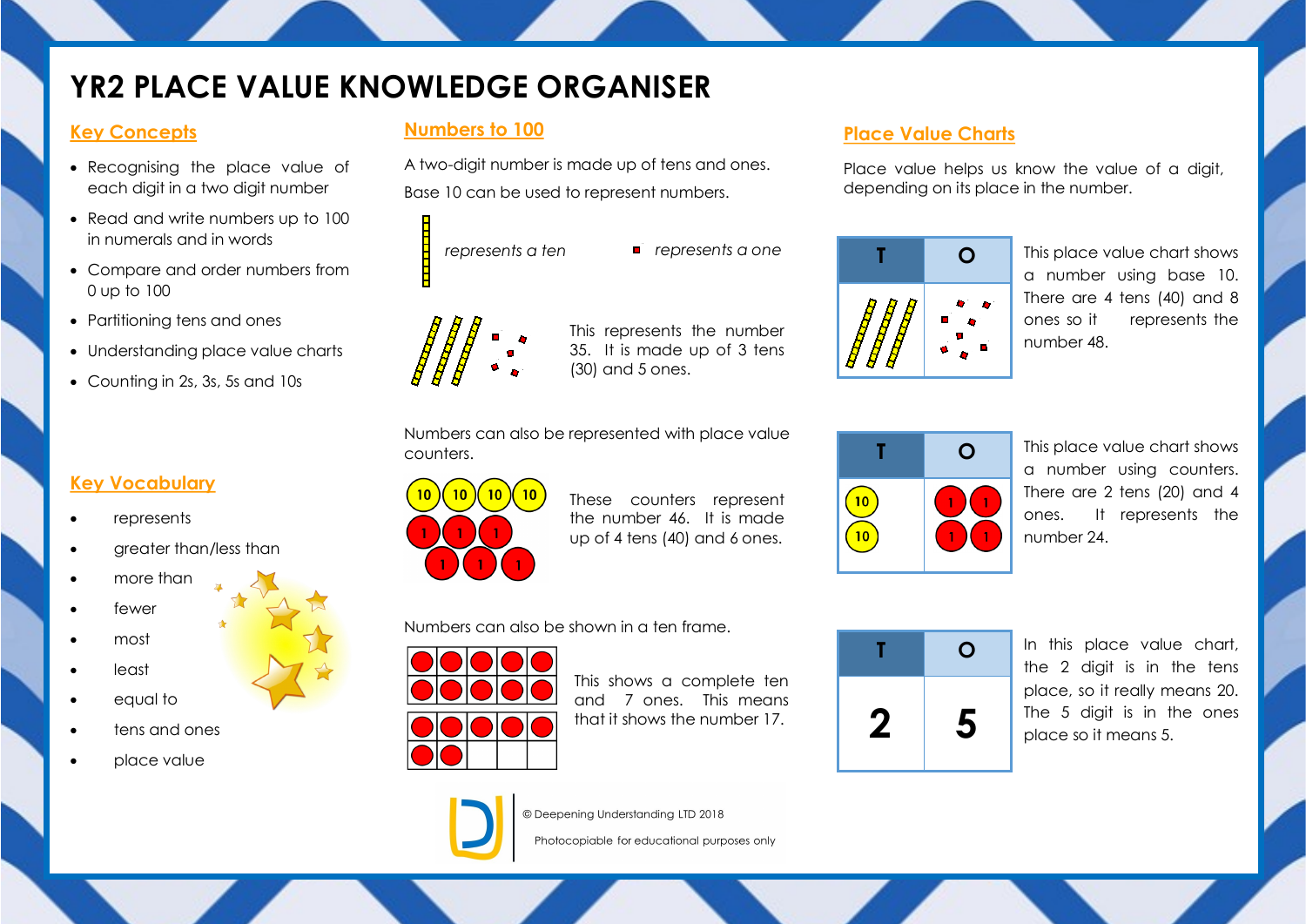# YR2 PLACE VALUE KNOWLEDGE ORGANISER

## Key Concepts

- Recognising the place value of each digit in a two digit number
- Read and write numbers up to 100 in numerals and in words
- Compare and order numbers from 0 up to 100
- Partitioning tens and ones
- Understanding place value charts
- Counting in 2s, 3s, 5s and 10s

## Key Vocabulary

- represents
- greater than/less than
- more than
- fewer
- most
- least
- equal to
- tens and ones
- place value

## Numbers to 100

A two-digit number is made up of tens and ones.

Base 10 can be used to represent numbers.

*represents a ten*

*represents a one*

This represents the number 35. It is made up of 3 tens (30) and 5 ones.

Numbers can also be represented with place value counters.

10 10 10 10

1 1 1

1 1 1

These counters represent the number 46. It is made up of 4 tens (40) and 6 ones.

Numbers can also be shown in a ten frame.

This shows a complete ten and 7 ones. This means that it shows the number 17.

© Deepening Understanding LTD 2018

Photocopiable for educational purposes only

## Place Value Charts

Place value helps us know the value of a digit, depending on its place in the number.

| T | O |
| --- | --- |
| | |

This place value chart shows a number using base 10. There are 4 tens (40) and 8 ones so it represents the number 48.

| T | O |
| --- | --- |
| 10 10 | 1 1 1 1 |

This place value chart shows a number using counters. There are 2 tens (20) and 4 ones. It represents the number 24.

| T | O |
| --- | --- |
| 2 | 5 |

In this place value chart, the 2 digit is in the tens place, so it really means 20. The 5 digit is in the ones place so it means 5.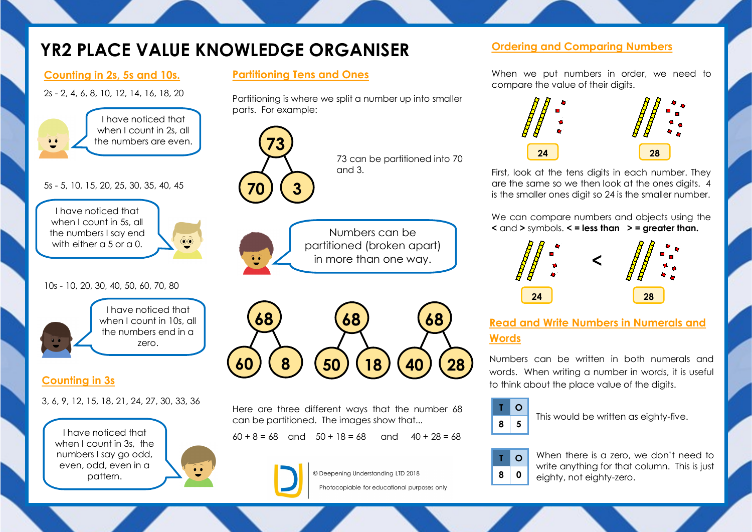# YR2 PLACE VALUE KNOWLEDGE ORGANISER

## Counting in 2s, 5s and 10s.

2s - 2, 4, 6, 8, 10, 12, 14, 16, 18, 20

I have noticed that when I count in 2s, all the numbers are even.

5s - 5, 10, 15, 20, 25, 30, 35, 40, 45

I have noticed that when I count in 5s, all the numbers I say end with either a 5 or a 0.

10s - 10, 20, 30, 40, 50, 60, 70, 80

I have noticed that when I count in 10s, all the numbers end in a zero.

## Counting in 3s

3, 6, 9, 12, 15, 18, 21, 24, 27, 30, 33, 36

I have noticed that when I count in 3s, the numbers I say go odd, even, odd, even in a pattern.

## Partitioning Tens and Ones

Partitioning is where we split a number up into smaller parts. For example:

73

70 3

73 can be partitioned into 70 and 3.

Numbers can be partitioned (broken apart) in more than one way.

68

60 8

68

50 18

68

40 28

Here are three different ways that the number 68 can be partitioned. The images show that...

60 + 8 = 68 and 50 + 18 = 68 and 40 + 28 = 68

© Deepening Understanding LTD 2018

Photocopiable for educational purposes only

## Ordering and Comparing Numbers

When we put numbers in order, we need to compare the value of their digits.

24 28

First, look at the tens digits in each number. They are the same so we then look at the ones digits. 4 is the smaller ones digit so 24 is the smaller number.

We can compare numbers and objects using the **<** and **>** symbols. **< = less than > = greater than.**

24 < 28

## Read and Write Numbers in Numerals and Words

Numbers can be written in both numerals and words. When writing a number in words, it is useful to think about the place value of the digits.

| T | O |
|---|---|
| 8 | 5 |

This would be written as eighty-five.

| T | O |
|---|---|
| 8 | 0 |

When there is a zero, we don't need to write anything for that column. This is just eighty, not eighty-zero.